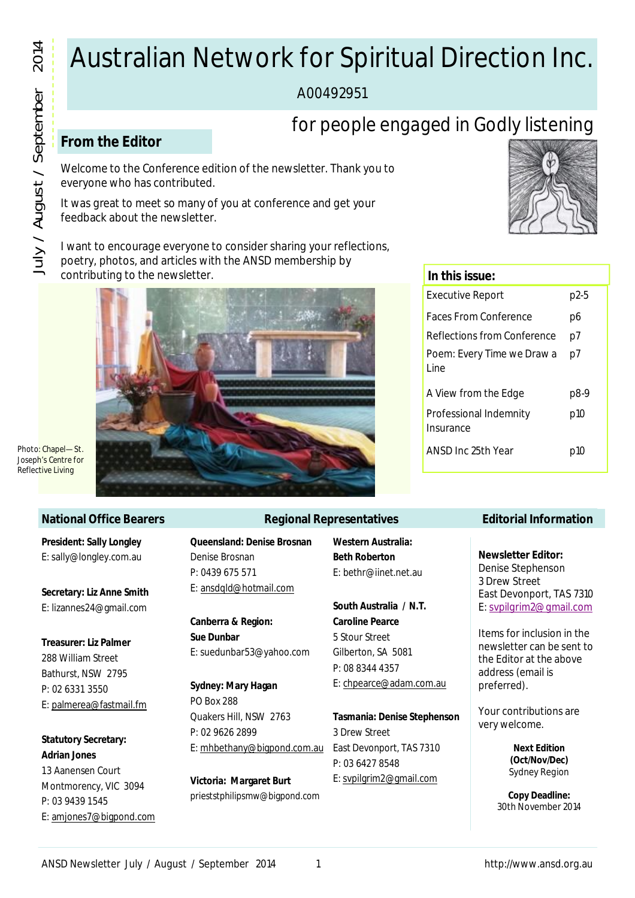# Australian Network for Spiritual Direction Inc.

A00492951

for people engaged in Godly listening

## From the Editor

Welcome to the Conference edition of the newsletter. Thank you to everyone who has contributed.

It was great to meet so many of you at conference and get your feedback about the newsletter.

I want to encourage everyone to consider sharing your reflections, poetry, photos, and articles with the ANSD membership by contributing to the newsletter.

Photo: Chapel—St. Joseph's Centre for Reflective Living

### In this issue:

| | |
|---|---|
| Executive Report | p2-5 |
| Faces From Conference | p6 |
| Reflections from Conference | p7 |
| Poem: Every Time we Draw a Line | p7 |
| A View from the Edge | p8-9 |
| Professional Indemnity Insurance | p10 |
| ANSD Inc 25th Year | p10 |

## National Office Bearers

**President: Sally Longley**
E: sally@longley.com.au

**Secretary: Liz Anne Smith**
E: lizannes24@gmail.com

**Treasurer: Liz Palmer**
288 William Street
Bathurst, NSW 2795
P: 02 6331 3550
E: palmerea@fastmail.fm

**Statutory Secretary: Adrian Jones**
13 Aanensen Court
Montmorency, VIC 3094
P: 03 9439 1545
E: amjones7@bigpond.com

## Regional Representatives

**Queensland: Denise Brosnan**
Denise Brosnan
P: 0439 675 571
E: ansdqld@hotmail.com

**Canberra & Region: Sue Dunbar**
E: suedunbar53@yahoo.com

**Sydney: Mary Hagan**
PO Box 288
Quakers Hill, NSW 2763
P: 02 9626 2899
E: mhbethany@bigpond.com.au

**Victoria: Margaret Burt**
prieststphilipsmw@bigpond.com

**Western Australia: Beth Roberton**
E: bethr@iinet.net.au

**South Australia / N.T. Caroline Pearce**
5 Stour Street
Gilberton, SA 5081
P: 08 8344 4357
E: chpearce@adam.com.au

**Tasmania: Denise Stephenson**
3 Drew Street
East Devonport, TAS 7310
P: 03 6427 8548
E: svpilgrim2@gmail.com

## Editorial Information

**Newsletter Editor:**
Denise Stephenson
3 Drew Street
East Devonport, TAS 7310
E: svpilgrim2@gmail.com

Items for inclusion in the newsletter can be sent to the Editor at the above address (email is preferred).

Your contributions are very welcome.

**Next Edition (Oct/Nov/Dec)**
Sydney Region

**Copy Deadline:**
30th November 2014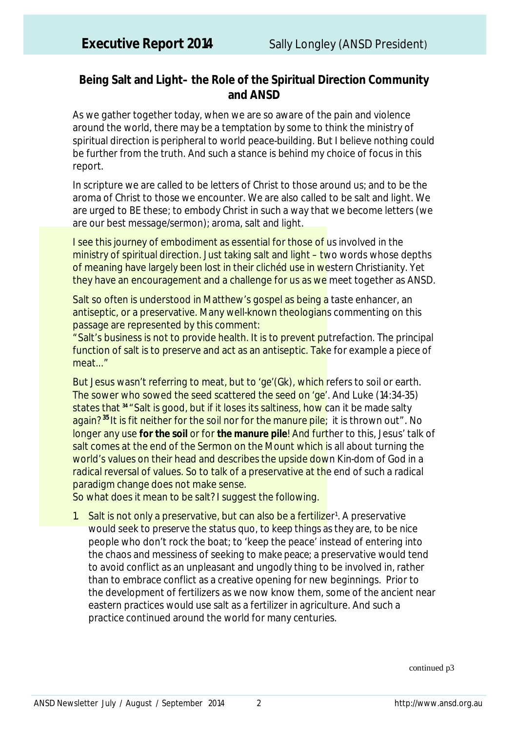# Executive Report 2014

Sally Longley (ANSD President)

## Being Salt and Light– the Role of the Spiritual Direction Community and ANSD

As we gather together today, when we are so aware of the pain and violence around the world, there may be a temptation by some to think the ministry of spiritual direction is peripheral to world peace-building. But I believe nothing could be further from the truth. And such a stance is behind my choice of focus in this report.

In scripture we are called to be letters of Christ to those around us; and to be the aroma of Christ to those we encounter. We are also called to be salt and light. We are urged to BE these; to embody Christ in such a way that we become letters (we are our best message/sermon); aroma, salt and light.

I see this journey of embodiment as essential for those of us involved in the ministry of spiritual direction. Just taking salt and light – two words whose depths of meaning have largely been lost in their clichéd use in western Christianity. Yet they have an encouragement and a challenge for us as we meet together as ANSD.

Salt so often is understood in Matthew's gospel as being a taste enhancer, an antiseptic, or a preservative. Many well-known theologians commenting on this passage are represented by this comment:
"Salt's business is not to provide health. It is to prevent putrefaction. The principal function of salt is to preserve and act as an antiseptic. Take for example a piece of meat..."

But Jesus wasn't referring to meat, but to 'ge'(Gk), which refers to soil or earth. The sower who sowed the seed scattered the seed on 'ge'. And Luke (14:34-35) states that [34] "Salt is good, but if it loses its saltiness, how can it be made salty again? [35] It is fit neither for the soil nor for the manure pile; it is thrown out". No longer any use **for the soil** or for **the manure pile**! And further to this, Jesus' talk of salt comes at the end of the Sermon on the Mount which is all about turning the world's values on their head and describes the upside down Kin-dom of God in a radical reversal of values. So to talk of a preservative at the end of such a radical paradigm change does not make sense.
So what does it mean to be salt? I suggest the following.

1. Salt is not only a preservative, but can also be a fertilizer[1]. A preservative would seek to preserve the status quo, to keep things as they are, to be nice people who don't rock the boat; to 'keep the peace' instead of entering into the chaos and messiness of seeking to make peace; a preservative would tend to avoid conflict as an unpleasant and ungodly thing to be involved in, rather than to embrace conflict as a creative opening for new beginnings. Prior to the development of fertilizers as we now know them, some of the ancient near eastern practices would use salt as a fertilizer in agriculture. And such a practice continued around the world for many centuries.

continued p3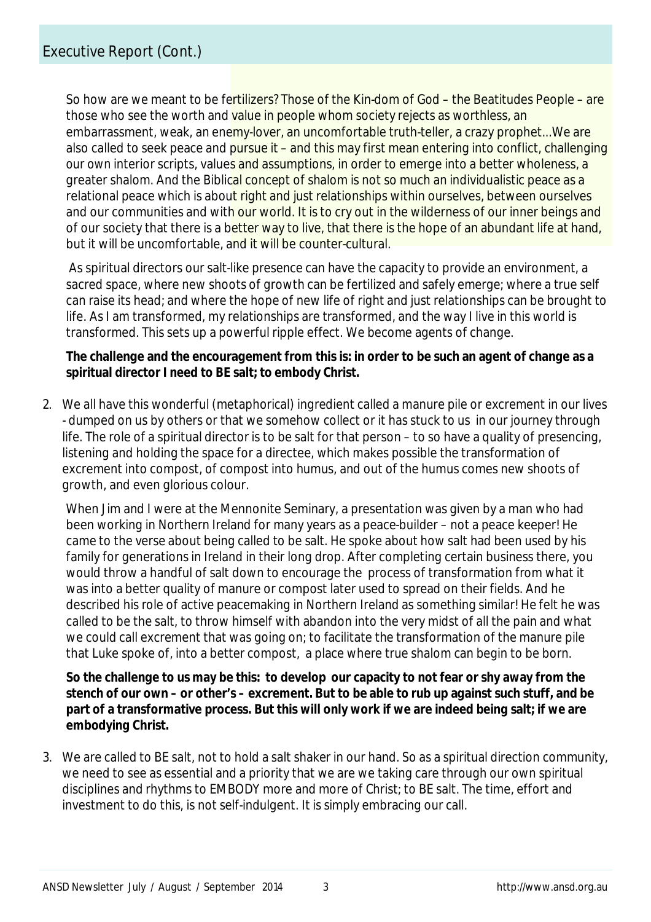## Executive Report (Cont.)

So how are we meant to be fertilizers? Those of the Kin-dom of God – the Beatitudes People – are those who see the worth and value in people whom society rejects as worthless, an embarrassment, weak, an enemy-lover, an uncomfortable truth-teller, a crazy prophet…We are also called to seek peace and pursue it – and this may first mean entering into conflict, challenging our own interior scripts, values and assumptions, in order to emerge into a better wholeness, a greater shalom. And the Biblical concept of shalom is not so much an individualistic peace as a relational peace which is about right and just relationships within ourselves, between ourselves and our communities and with our world. It is to cry out in the wilderness of our inner beings and of our society that there is a better way to live, that there is the hope of an abundant life at hand, but it will be uncomfortable, and it will be counter-cultural.

As spiritual directors our salt-like presence can have the capacity to provide an environment, a sacred space, where new shoots of growth can be fertilized and safely emerge; where a true self can raise its head; and where the hope of new life of right and just relationships can be brought to life. As I am transformed, my relationships are transformed, and the way I live in this world is transformed. This sets up a powerful ripple effect. We become agents of change.

**The challenge and the encouragement from this is: in order to be such an agent of change as a spiritual director I need to BE salt; to embody Christ.**

2. We all have this wonderful (metaphorical) ingredient called a manure pile or excrement in our lives - dumped on us by others or that we somehow collect or it has stuck to us in our journey through life. The role of a spiritual director is to be salt for that person – to so have a quality of presencing, listening and holding the space for a directee, which makes possible the transformation of excrement into compost, of compost into humus, and out of the humus comes new shoots of growth, and even glorious colour.

   When Jim and I were at the Mennonite Seminary, a presentation was given by a man who had been working in Northern Ireland for many years as a peace-builder – not a peace keeper! He came to the verse about being called to be salt. He spoke about how salt had been used by his family for generations in Ireland in their long drop. After completing certain business there, you would throw a handful of salt down to encourage the process of transformation from what it was into a better quality of manure or compost later used to spread on their fields. And he described his role of active peacemaking in Northern Ireland as something similar! He felt he was called to be the salt, to throw himself with abandon into the very midst of all the pain and what we could call excrement that was going on; to facilitate the transformation of the manure pile that Luke spoke of, into a better compost, a place where true shalom can begin to be born.

   **So the challenge to us may be this: to develop our capacity to not fear or shy away from the stench of our own – or other's – excrement. But to be able to rub up against such stuff, and be part of a transformative process. But this will only work if we are indeed being salt; if we are embodying Christ.**

3. We are called to BE salt, not to hold a salt shaker in our hand. So as a spiritual direction community, we need to see as essential and a priority that we are we taking care through our own spiritual disciplines and rhythms to EMBODY more and more of Christ; to BE salt. The time, effort and investment to do this, is not self-indulgent. It is simply embracing our call.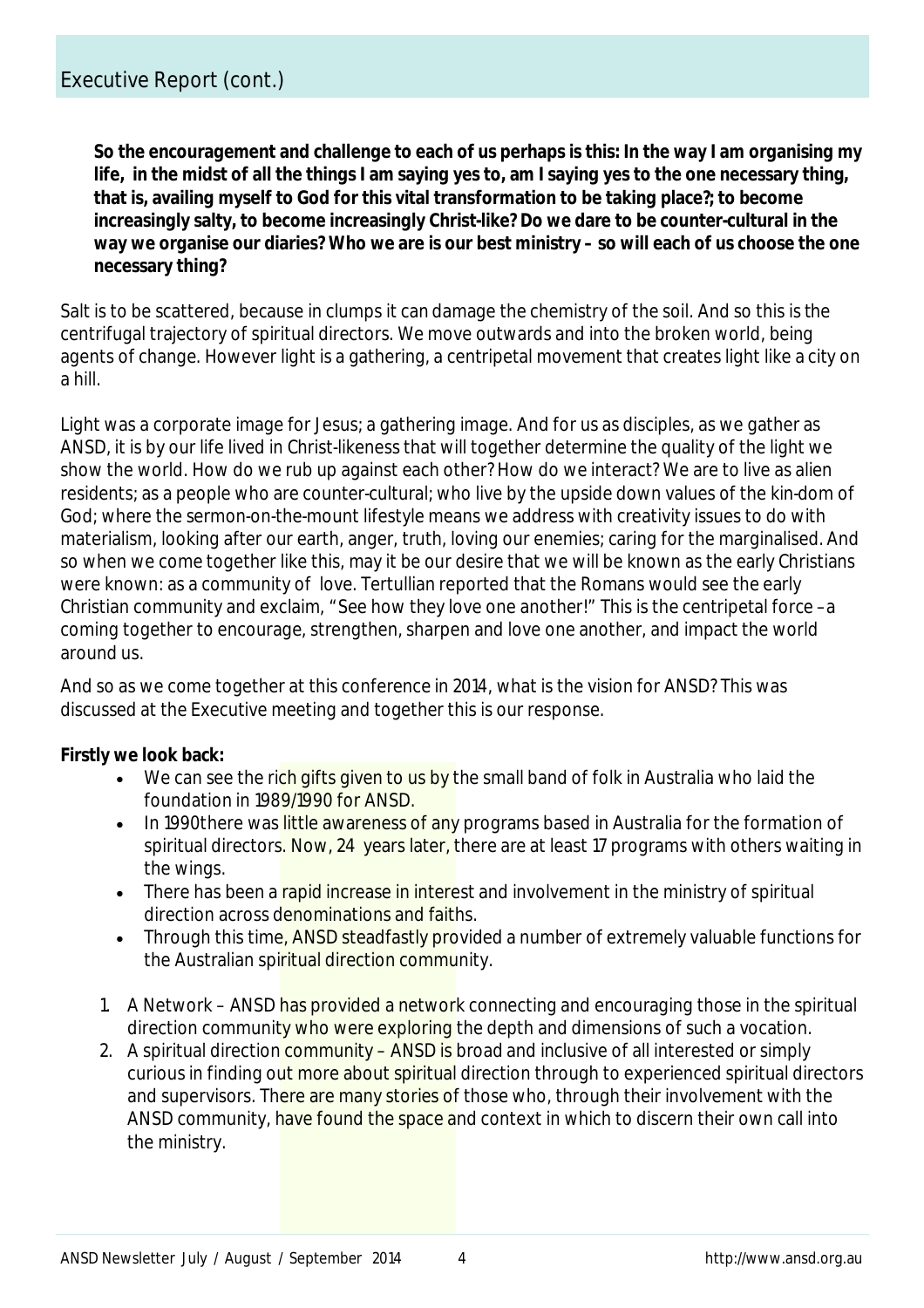## Executive Report (cont.)

**So the encouragement and challenge to each of us perhaps is this: In the way I am organising my life, in the midst of all the things I am saying yes to, am I saying yes to the one necessary thing, that is, availing myself to God for this vital transformation to be taking place?; to become increasingly salty, to become increasingly Christ-like? Do we dare to be counter-cultural in the way we organise our diaries? Who we are is our best ministry – so will each of us choose the one necessary thing?**

Salt is to be scattered, because in clumps it can damage the chemistry of the soil. And so this is the centrifugal trajectory of spiritual directors. We move outwards and into the broken world, being agents of change. However light is a gathering, a centripetal movement that creates light like a city on a hill.

Light was a corporate image for Jesus; a gathering image. And for us as disciples, as we gather as ANSD, it is by our life lived in Christ-likeness that will together determine the quality of the light we show the world. How do we rub up against each other? How do we interact? We are to live as alien residents; as a people who are counter-cultural; who live by the upside down values of the kin-dom of God; where the sermon-on-the-mount lifestyle means we address with creativity issues to do with materialism, looking after our earth, anger, truth, loving our enemies; caring for the marginalised. And so when we come together like this, may it be our desire that we will be known as the early Christians were known: as a community of love. Tertullian reported that the Romans would see the early Christian community and exclaim, "See how they love one another!" This is the centripetal force – a coming together to encourage, strengthen, sharpen and love one another, and impact the world around us.

And so as we come together at this conference in 2014, what is the vision for ANSD? This was discussed at the Executive meeting and together this is our response.

**Firstly we look back:**

- We can see the rich gifts given to us by the small band of folk in Australia who laid the foundation in 1989/1990 for ANSD.
- In 1990 there was little awareness of any programs based in Australia for the formation of spiritual directors. Now, 24 years later, there are at least 17 programs with others waiting in the wings.
- There has been a rapid increase in interest and involvement in the ministry of spiritual direction across denominations and faiths.
- Through this time, ANSD steadfastly provided a number of extremely valuable functions for the Australian spiritual direction community.

1. A Network – ANSD has provided a network connecting and encouraging those in the spiritual direction community who were exploring the depth and dimensions of such a vocation.
2. A spiritual direction community – ANSD is broad and inclusive of all interested or simply curious in finding out more about spiritual direction through to experienced spiritual directors and supervisors. There are many stories of those who, through their involvement with the ANSD community, have found the space and context in which to discern their own call into the ministry.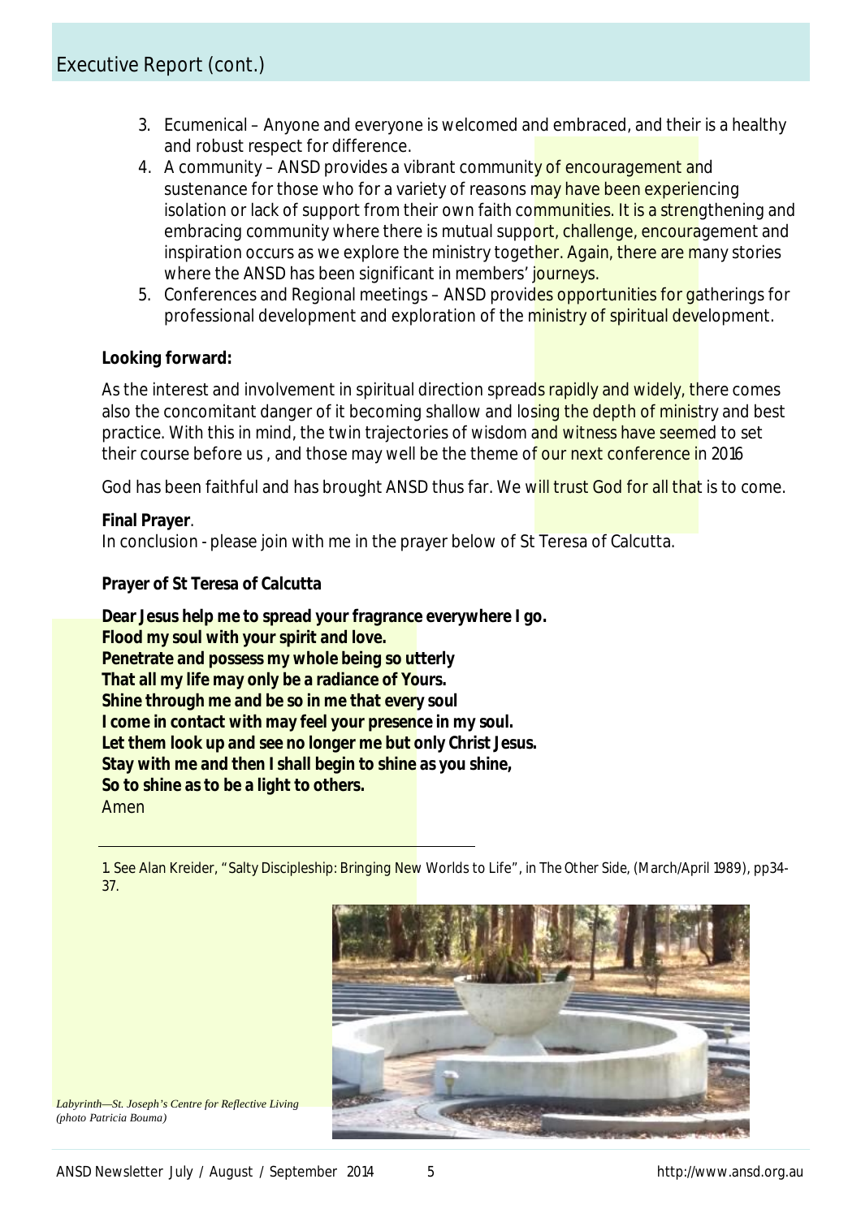## Executive Report (cont.)

3. Ecumenical – Anyone and everyone is welcomed and embraced, and their is a healthy and robust respect for difference.
4. A community – ANSD provides a vibrant community of encouragement and sustenance for those who for a variety of reasons may have been experiencing isolation or lack of support from their own faith communities. It is a strengthening and embracing community where there is mutual support, challenge, encouragement and inspiration occurs as we explore the ministry together. Again, there are many stories where the ANSD has been significant in members' journeys.
5. Conferences and Regional meetings – ANSD provides opportunities for gatherings for professional development and exploration of the ministry of spiritual development.

**Looking forward:**

As the interest and involvement in spiritual direction spreads rapidly and widely, there comes also the concomitant danger of it becoming shallow and losing the depth of ministry and best practice. With this in mind, the twin trajectories of wisdom and witness have seemed to set their course before us , and those may well be the theme of our next conference in 2016

God has been faithful and has brought ANSD thus far. We will trust God for all that is to come.

**Final Prayer**.
In conclusion - please join with me in the prayer below of St Teresa of Calcutta.

**Prayer of St Teresa of Calcutta**

**Dear Jesus help me to spread your fragrance everywhere I go.**
**Flood my soul with your spirit and love.**
**Penetrate and possess my whole being so utterly**
**That all my life may only be a radiance of Yours.**
**Shine through me and be so in me that every soul**
**I come in contact with may feel your presence in my soul.**
**Let them look up and see no longer me but only Christ Jesus.**
**Stay with me and then I shall begin to shine as you shine,**
**So to shine as to be a light to others.**
Amen

---

1. See Alan Kreider, "Salty Discipleship: Bringing New Worlds to Life", in *The Other Side*, (March/April 1989), pp34-37.

*Labyrinth—St. Joseph's Centre for Reflective Living (photo Patricia Bouma)*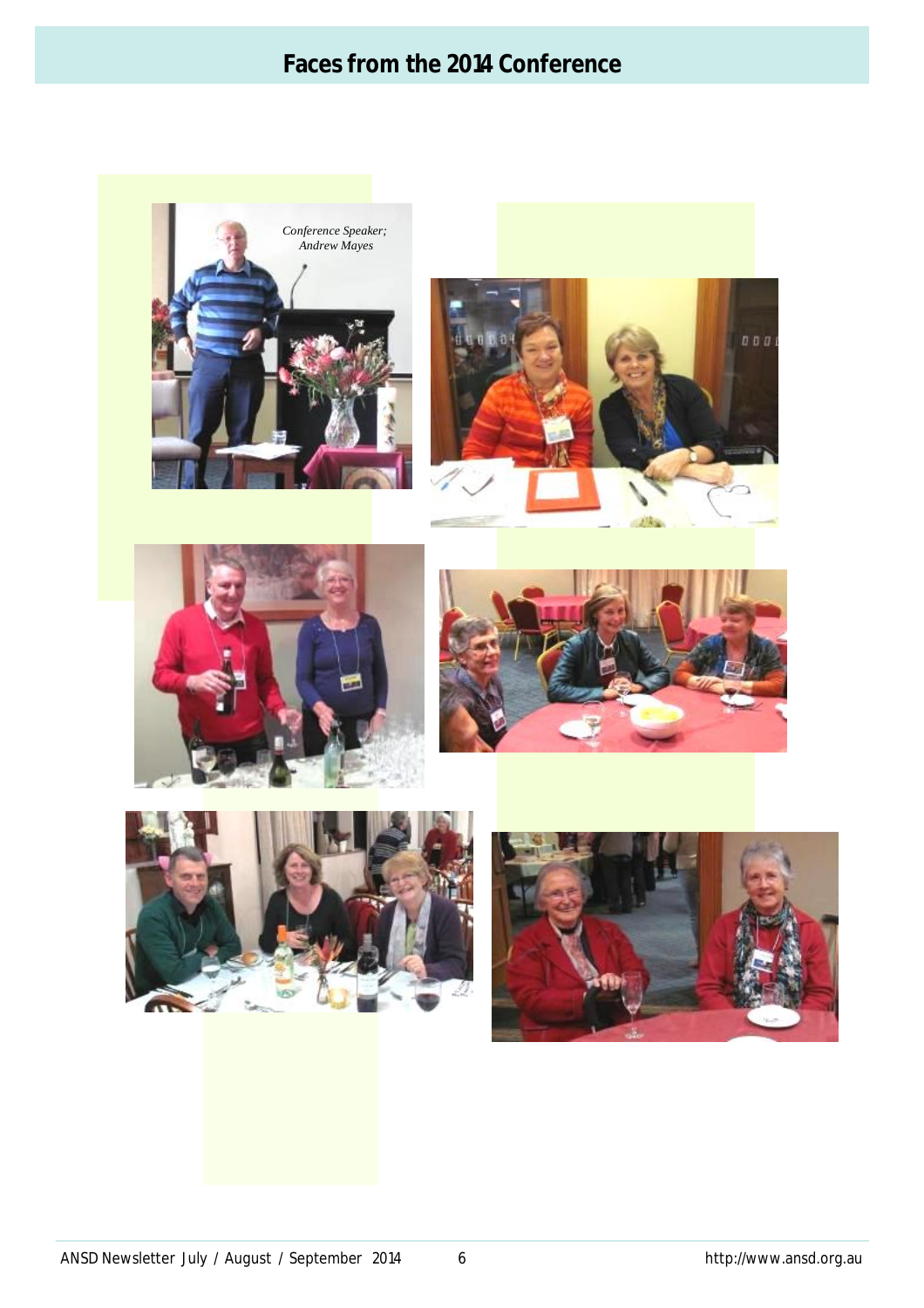# Faces from the 2014 Conference

*Conference Speaker; Andrew Mayes*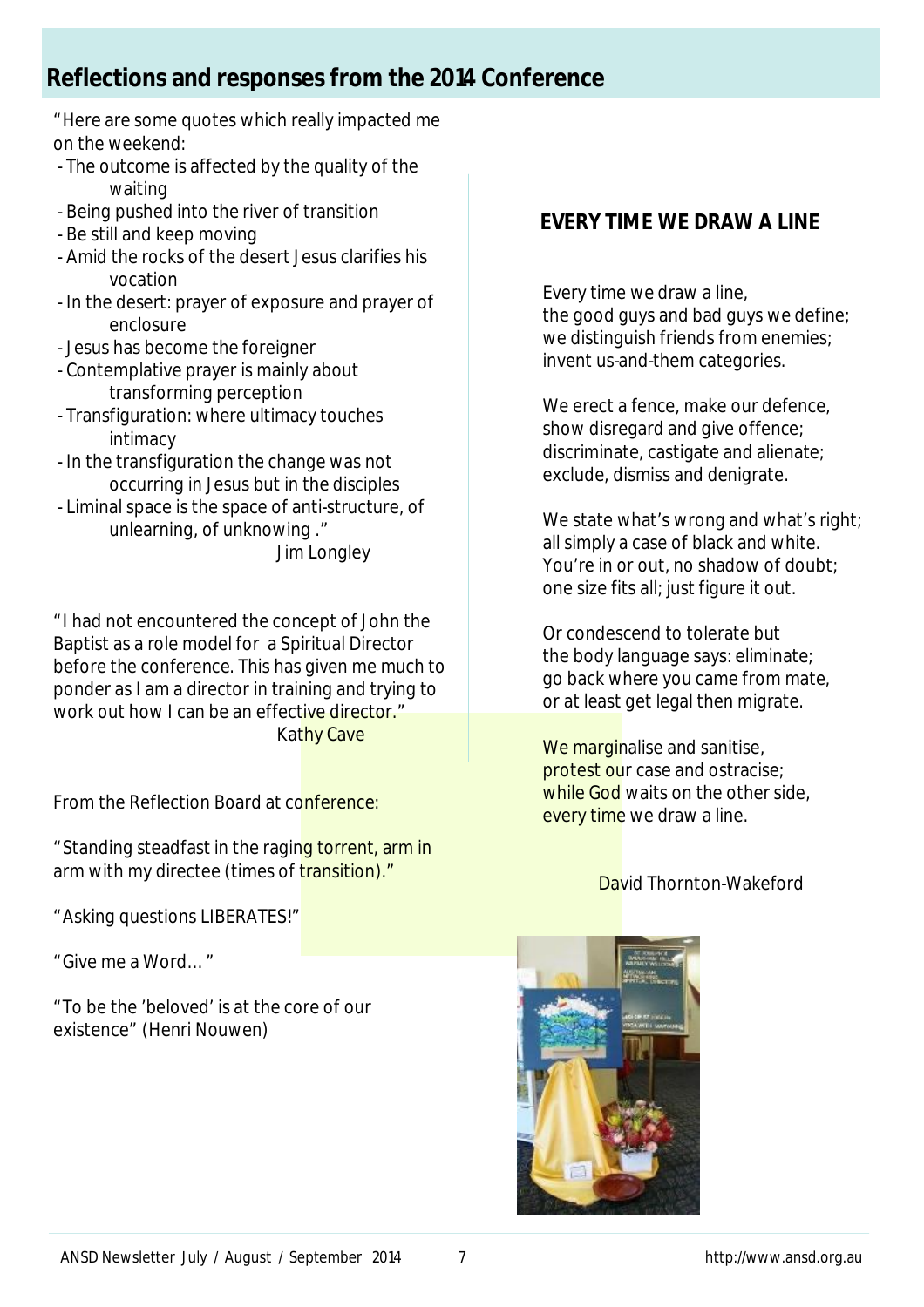## Reflections and responses from the 2014 Conference

"Here are some quotes which really impacted me on the weekend:

- The outcome is affected by the quality of the waiting
- Being pushed into the river of transition
- Be still and keep moving
- Amid the rocks of the desert Jesus clarifies his vocation
- In the desert: prayer of exposure and prayer of enclosure
- Jesus has become the foreigner
- Contemplative prayer is mainly about transforming perception
- Transfiguration: where ultimacy touches intimacy
- In the transfiguration the change was not occurring in Jesus but in the disciples
- Liminal space is the space of anti-structure, of unlearning, of unknowing ."

Jim Longley

"I had not encountered the concept of John the Baptist as a role model for a Spiritual Director before the conference. This has given me much to ponder as I am a director in training and trying to work out how I can be an effective director."

Kathy Cave

From the Reflection Board at conference:

"Standing steadfast in the raging torrent, arm in arm with my directee (times of transition)."

"Asking questions LIBERATES!"

"Give me a Word… "

"To be the 'beloved' is at the core of our existence" (Henri Nouwen)

### EVERY TIME WE DRAW A LINE

Every time we draw a line,
the good guys and bad guys we define;
we distinguish friends from enemies;
invent us-and-them categories.

We erect a fence, make our defence,
show disregard and give offence;
discriminate, castigate and alienate;
exclude, dismiss and denigrate.

We state what's wrong and what's right;
all simply a case of black and white.
You're in or out, no shadow of doubt;
one size fits all; just figure it out.

Or condescend to tolerate but
the body language says: eliminate;
go back where you came from mate,
or at least get legal then migrate.

We marginalise and sanitise,
protest our case and ostracise;
while God waits on the other side,
every time we draw a line.

David Thornton-Wakeford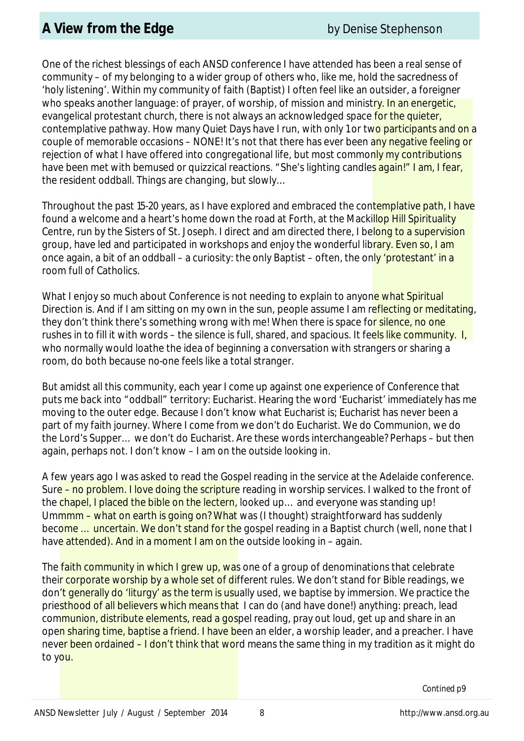## A View from the Edge

by Denise Stephenson

One of the richest blessings of each ANSD conference I have attended has been a real sense of community – of my belonging to a wider group of others who, like me, hold the sacredness of 'holy listening'. Within my community of faith (Baptist) I often feel like an outsider, a foreigner who speaks another language: of prayer, of worship, of mission and ministry. In an energetic, evangelical protestant church, there is not always an acknowledged space for the quieter, contemplative pathway. How many Quiet Days have I run, with only 1 or two participants and on a couple of memorable occasions – NONE! It's not that there has ever been any negative feeling or rejection of what I have offered into congregational life, but most commonly my contributions have been met with bemused or quizzical reactions. "She's lighting candles again!" I am, I fear, the resident oddball. Things are changing, but slowly…

Throughout the past 15-20 years, as I have explored and embraced the contemplative path, I have found a welcome and a heart's home down the road at Forth, at the Mackillop Hill Spirituality Centre, run by the Sisters of St. Joseph. I direct and am directed there, I belong to a supervision group, have led and participated in workshops and enjoy the wonderful library. Even so, I am once again, a bit of an oddball – a curiosity: the only Baptist – often, the only 'protestant' in a room full of Catholics.

What I enjoy so much about Conference is not needing to explain to anyone what Spiritual Direction is. And if I am sitting on my own in the sun, people assume I am reflecting or meditating, they don't think there's something wrong with me! When there is space for silence, no one rushes in to fill it with words – the silence is full, shared, and spacious. It feels like community. I, who normally would loathe the idea of beginning a conversation with strangers or sharing a room, do both because no-one feels like a total stranger.

But amidst all this community, each year I come up against one experience of Conference that puts me back into "oddball" territory: Eucharist. Hearing the word 'Eucharist' immediately has me moving to the outer edge. Because I don't know what Eucharist is; Eucharist has never been a part of my faith journey. Where I come from we don't do Eucharist. We do Communion, we do the Lord's Supper… we don't do Eucharist. Are these words interchangeable? Perhaps – but then again, perhaps not. I don't know – I am on the outside looking in.

A few years ago I was asked to read the Gospel reading in the service at the Adelaide conference. Sure – no problem. I love doing the scripture reading in worship services. I walked to the front of the chapel, I placed the bible on the lectern, looked up… and everyone was standing up! Ummmm – what on earth is going on? What was (I thought) straightforward has suddenly become … uncertain. We don't stand for the gospel reading in a Baptist church (well, none that I have attended). And in a moment I am on the outside looking in – again.

The faith community in which I grew up, was one of a group of denominations that celebrate their corporate worship by a whole set of different rules. We don't stand for Bible readings, we don't generally do 'liturgy' as the term is usually used, we baptise by immersion. We practice the priesthood of all believers which means that I can do (and have done!) anything: preach, lead communion, distribute elements, read a gospel reading, pray out loud, get up and share in an open sharing time, baptise a friend. I have been an elder, a worship leader, and a preacher. I have never been ordained – I don't think that word means the same thing in my tradition as it might do to you.

*Contined p9*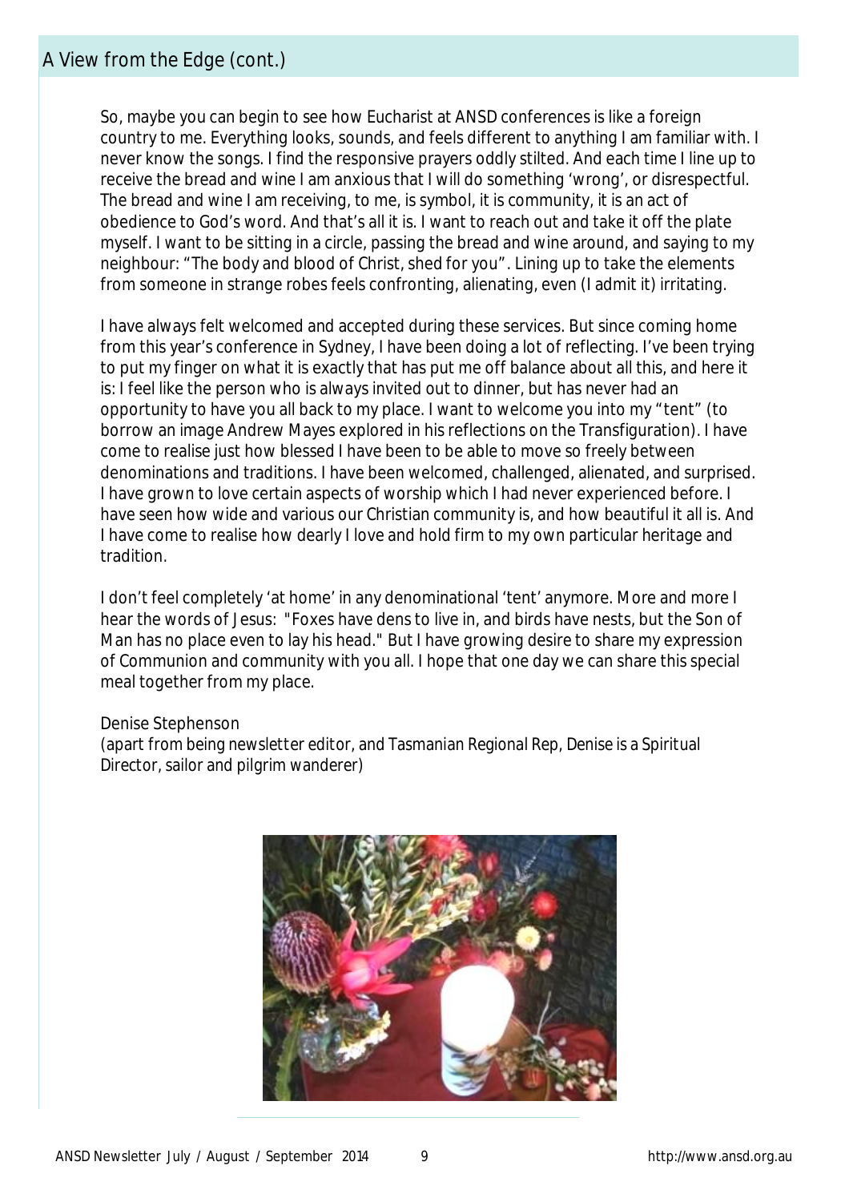## A View from the Edge (cont.)

So, maybe you can begin to see how Eucharist at ANSD conferences is like a foreign country to me. Everything looks, sounds, and feels different to anything I am familiar with. I never know the songs. I find the responsive prayers oddly stilted. And each time I line up to receive the bread and wine I am anxious that I will do something 'wrong', or disrespectful. The bread and wine I am receiving, to me, is symbol, it is community, it is an act of obedience to God's word. And that's all it is. I want to reach out and take it off the plate myself. I want to be sitting in a circle, passing the bread and wine around, and saying to my neighbour: "The body and blood of Christ, shed for you". Lining up to take the elements from someone in strange robes feels confronting, alienating, even (I admit it) irritating.

I have always felt welcomed and accepted during these services. But since coming home from this year's conference in Sydney, I have been doing a lot of reflecting. I've been trying to put my finger on what it is exactly that has put me off balance about all this, and here it is: I feel like the person who is always invited out to dinner, but has never had an opportunity to have you all back to my place. I want to welcome you into my "tent" (to borrow an image Andrew Mayes explored in his reflections on the Transfiguration). I have come to realise just how blessed I have been to be able to move so freely between denominations and traditions. I have been welcomed, challenged, alienated, and surprised. I have grown to love certain aspects of worship which I had never experienced before. I have seen how wide and various our Christian community is, and how beautiful it all is. And I have come to realise how dearly I love and hold firm to my own particular heritage and tradition.

I don't feel completely 'at home' in any denominational 'tent' anymore. More and more I hear the words of Jesus: "Foxes have dens to live in, and birds have nests, but the Son of Man has no place even to lay his head." But I have growing desire to share my expression of Communion and community with you all. I hope that one day we can share this special meal together from my place.

Denise Stephenson
(apart from being newsletter editor, and Tasmanian Regional Rep, Denise is a Spiritual Director, sailor and pilgrim wanderer)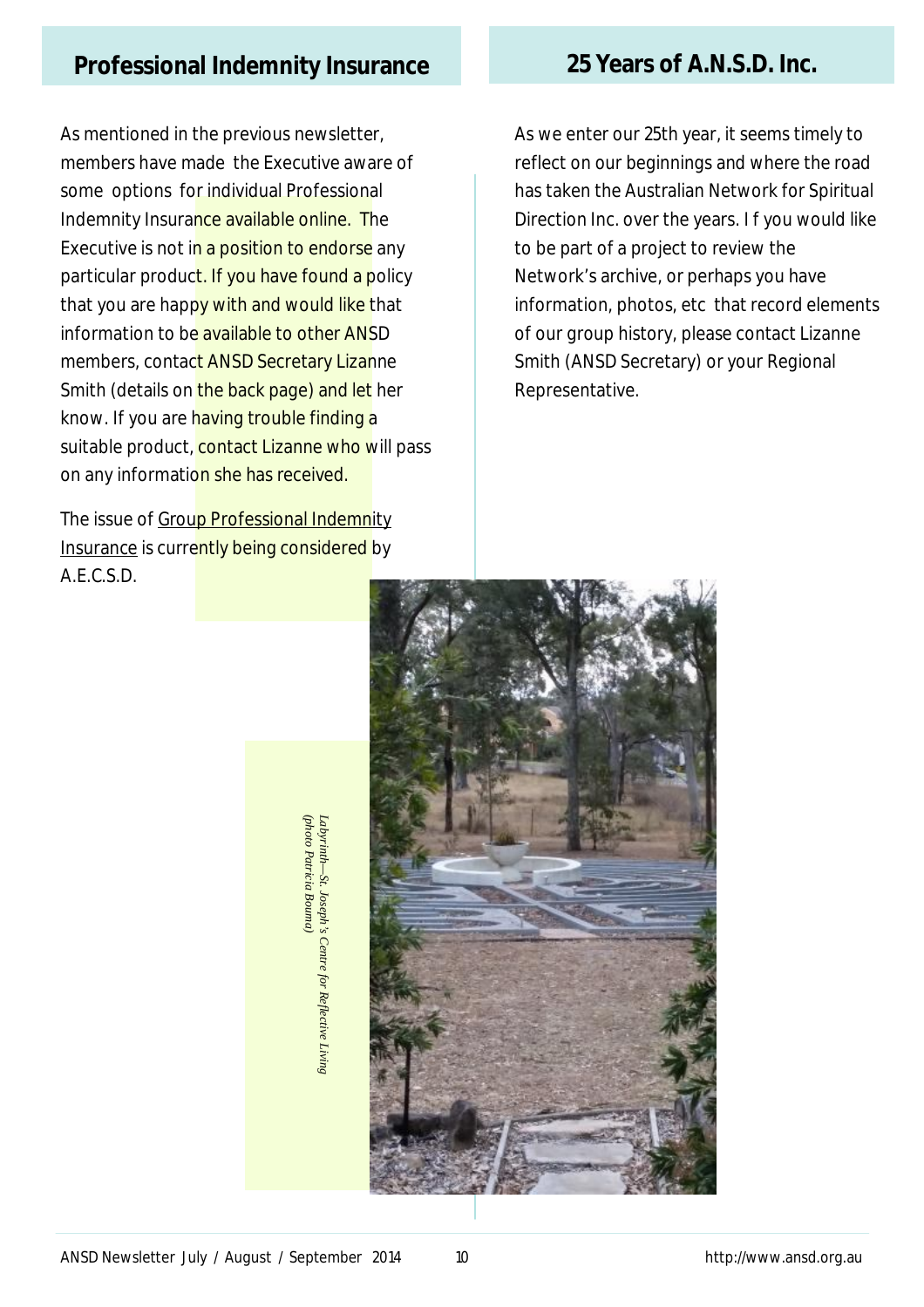## Professional Indemnity Insurance

As mentioned in the previous newsletter, members have made the Executive aware of some options for individual Professional Indemnity Insurance available online. The Executive is not in a position to endorse any particular product. If you have found a policy that you are happy with and would like that information to be available to other ANSD members, contact ANSD Secretary Lizanne Smith (details on the back page) and let her know. If you are having trouble finding a suitable product, contact Lizanne who will pass on any information she has received.

The issue of Group Professional Indemnity Insurance is currently being considered by A.E.C.S.D.

## 25 Years of A.N.S.D. Inc.

As we enter our 25th year, it seems timely to reflect on our beginnings and where the road has taken the Australian Network for Spiritual Direction Inc. over the years. If you would like to be part of a project to review the Network's archive, or perhaps you have information, photos, etc that record elements of our group history, please contact Lizanne Smith (ANSD Secretary) or your Regional Representative.

*Labyrinth—St. Joseph's Centre for Reflective Living (photo Patricia Bouma)*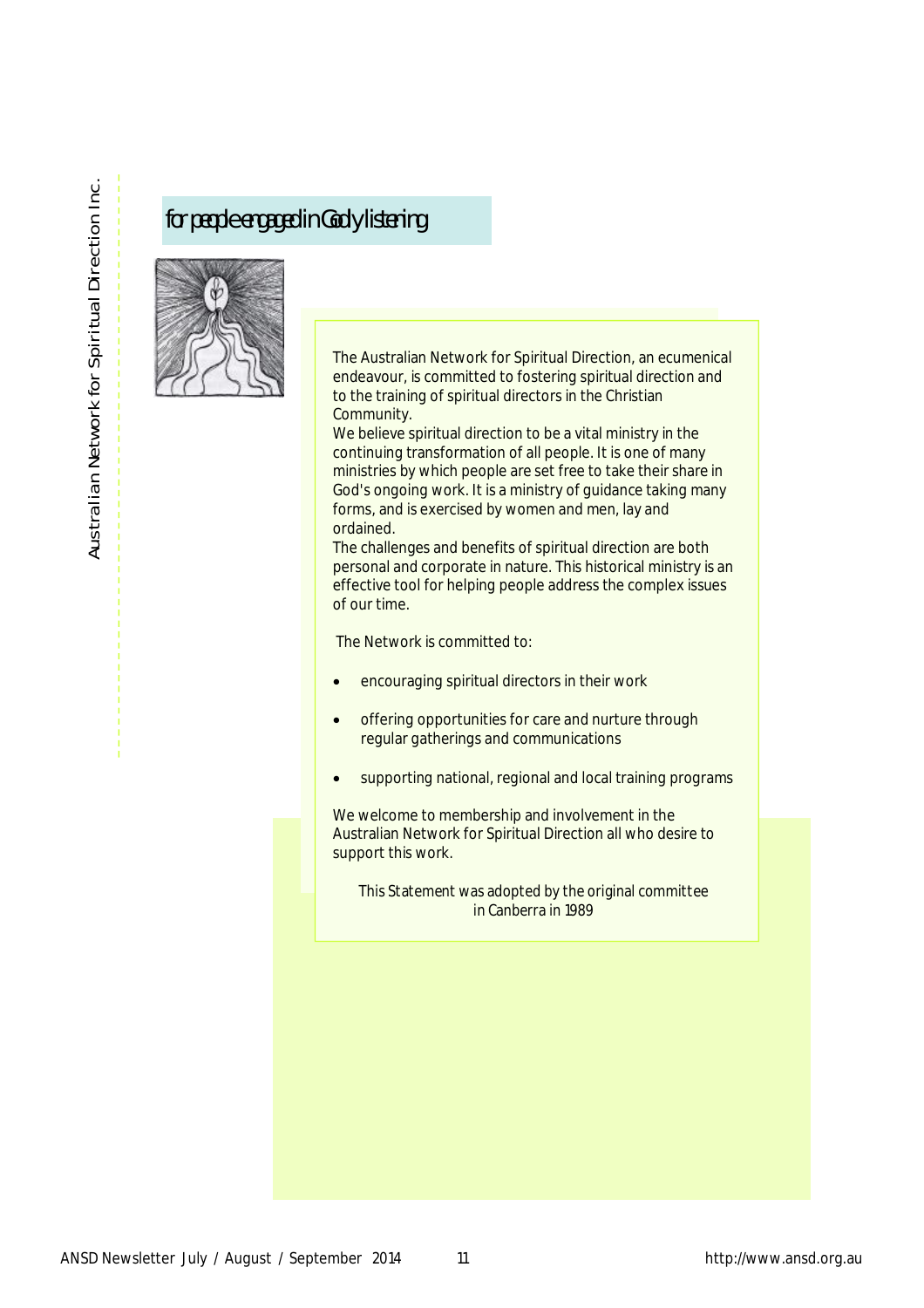Australian Network for Spiritual Direction Inc.

## for people engaged in Godly listening

The Australian Network for Spiritual Direction, an ecumenical endeavour, is committed to fostering spiritual direction and to the training of spiritual directors in the Christian Community.

We believe spiritual direction to be a vital ministry in the continuing transformation of all people. It is one of many ministries by which people are set free to take their share in God's ongoing work. It is a ministry of guidance taking many forms, and is exercised by women and men, lay and ordained.

The challenges and benefits of spiritual direction are both personal and corporate in nature. This historical ministry is an effective tool for helping people address the complex issues of our time.

The Network is committed to:

- encouraging spiritual directors in their work
- offering opportunities for care and nurture through regular gatherings and communications
- supporting national, regional and local training programs

We welcome to membership and involvement in the Australian Network for Spiritual Direction all who desire to support this work.

This Statement was adopted by the original committee in Canberra in 1989